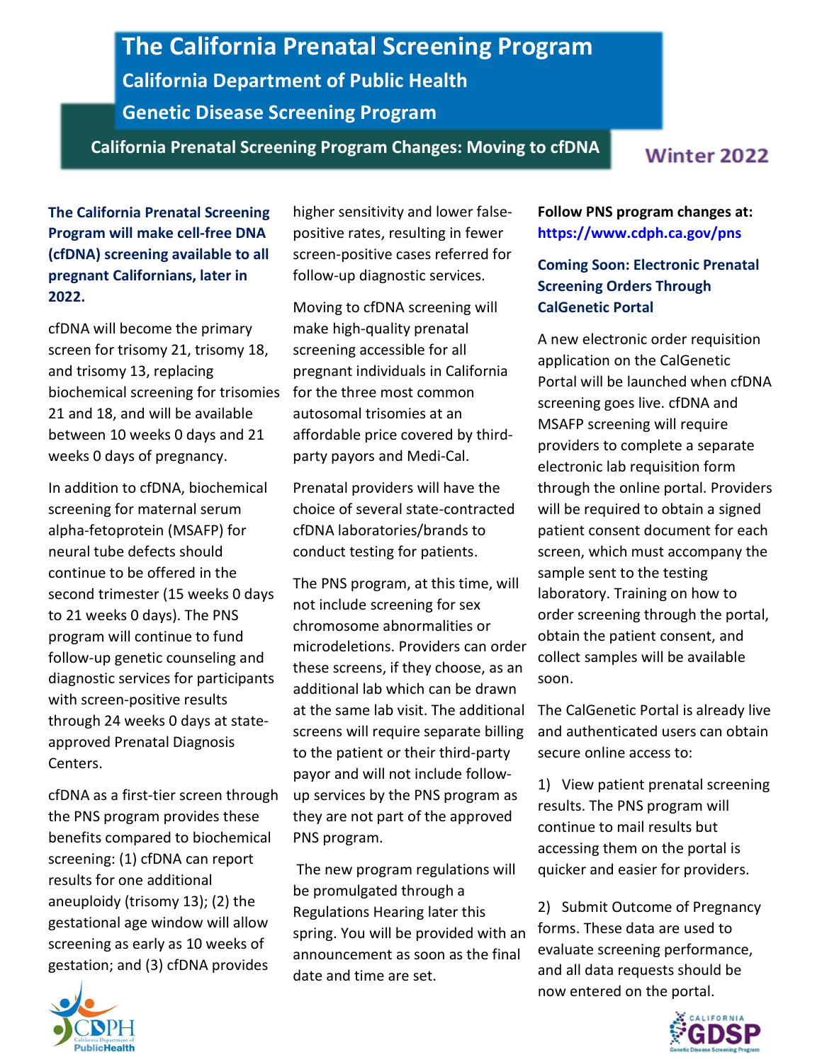# The California Prenatal Screening Program

## California Department of Public Health

## Genetic Disease Screening Program

### California Prenatal Screening Program Changes: Moving to cfDNA

**Winter 2022**

**The California Prenatal Screening Program will make cell-free DNA (cfDNA) screening available to all pregnant Californians, later in 2022.**

cfDNA will become the primary screen for trisomy 21, trisomy 18, and trisomy 13, replacing biochemical screening for trisomies 21 and 18, and will be available between 10 weeks 0 days and 21 weeks 0 days of pregnancy.

In addition to cfDNA, biochemical screening for maternal serum alpha-fetoprotein (MSAFP) for neural tube defects should continue to be offered in the second trimester (15 weeks 0 days to 21 weeks 0 days). The PNS program will continue to fund follow-up genetic counseling and diagnostic services for participants with screen-positive results through 24 weeks 0 days at state-approved Prenatal Diagnosis Centers.

cfDNA as a first-tier screen through the PNS program provides these benefits compared to biochemical screening: (1) cfDNA can report results for one additional aneuploidy (trisomy 13); (2) the gestational age window will allow screening as early as 10 weeks of gestation; and (3) cfDNA provides higher sensitivity and lower false-positive rates, resulting in fewer screen-positive cases referred for follow-up diagnostic services.

Moving to cfDNA screening will make high-quality prenatal screening accessible for all pregnant individuals in California for the three most common autosomal trisomies at an affordable price covered by third-party payors and Medi-Cal.

Prenatal providers will have the choice of several state-contracted cfDNA laboratories/brands to conduct testing for patients.

The PNS program, at this time, will not include screening for sex chromosome abnormalities or microdeletions. Providers can order these screens, if they choose, as an additional lab which can be drawn at the same lab visit. The additional screens will require separate billing to the patient or their third-party payor and will not include follow-up services by the PNS program as they are not part of the approved PNS program.

The new program regulations will be promulgated through a Regulations Hearing later this spring. You will be provided with an announcement as soon as the final date and time are set.

**Follow PNS program changes at:** **https://www.cdph.ca.gov/pns**

### Coming Soon: Electronic Prenatal Screening Orders Through CalGenetic Portal

A new electronic order requisition application on the CalGenetic Portal will be launched when cfDNA screening goes live. cfDNA and MSAFP screening will require providers to complete a separate electronic lab requisition form through the online portal. Providers will be required to obtain a signed patient consent document for each screen, which must accompany the sample sent to the testing laboratory. Training on how to order screening through the portal, obtain the patient consent, and collect samples will be available soon.

The CalGenetic Portal is already live and authenticated users can obtain secure online access to:

1) View patient prenatal screening results. The PNS program will continue to mail results but accessing them on the portal is quicker and easier for providers.

2) Submit Outcome of Pregnancy forms. These data are used to evaluate screening performance, and all data requests should be now entered on the portal.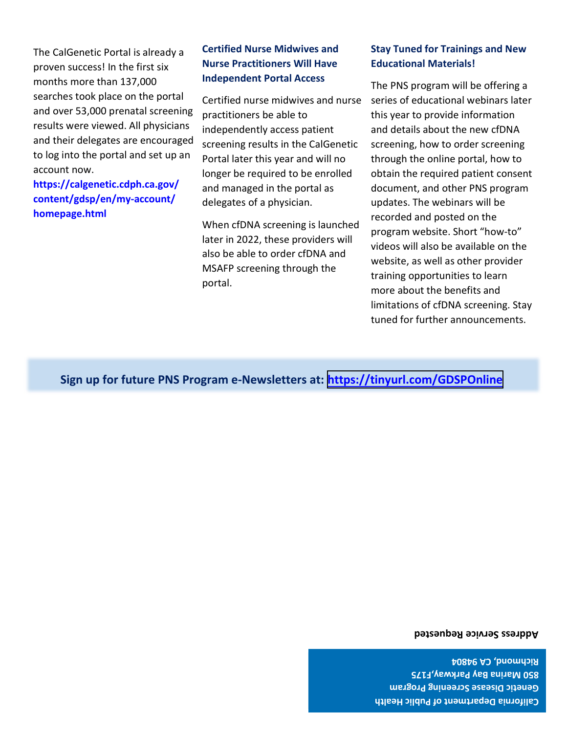The CalGenetic Portal is already a proven success! In the first six months more than 137,000 searches took place on the portal and over 53,000 prenatal screening results were viewed. All physicians and their delegates are encouraged to log into the portal and set up an account now.

**https://calgenetic.cdph.ca.gov/content/gdsp/en/my-account/homepage.html**

### Certified Nurse Midwives and Nurse Practitioners Will Have Independent Portal Access

Certified nurse midwives and nurse practitioners be able to independently access patient screening results in the CalGenetic Portal later this year and will no longer be required to be enrolled and managed in the portal as delegates of a physician.

When cfDNA screening is launched later in 2022, these providers will also be able to order cfDNA and MSAFP screening through the portal.

### Stay Tuned for Trainings and New Educational Materials!

The PNS program will be offering a series of educational webinars later this year to provide information and details about the new cfDNA screening, how to order screening through the online portal, how to obtain the required patient consent document, and other PNS program updates. The webinars will be recorded and posted on the program website. Short "how-to" videos will also be available on the website, as well as other provider training opportunities to learn more about the benefits and limitations of cfDNA screening. Stay tuned for further announcements.

**Sign up for future PNS Program e-Newsletters at: https://tinyurl.com/GDSPOnline**

**Address Service Requested**

**California Department of Public Health**
**Genetic Disease Screening Program**
**850 Marina Bay Parkway, F175**
**Richmond, CA 94804**